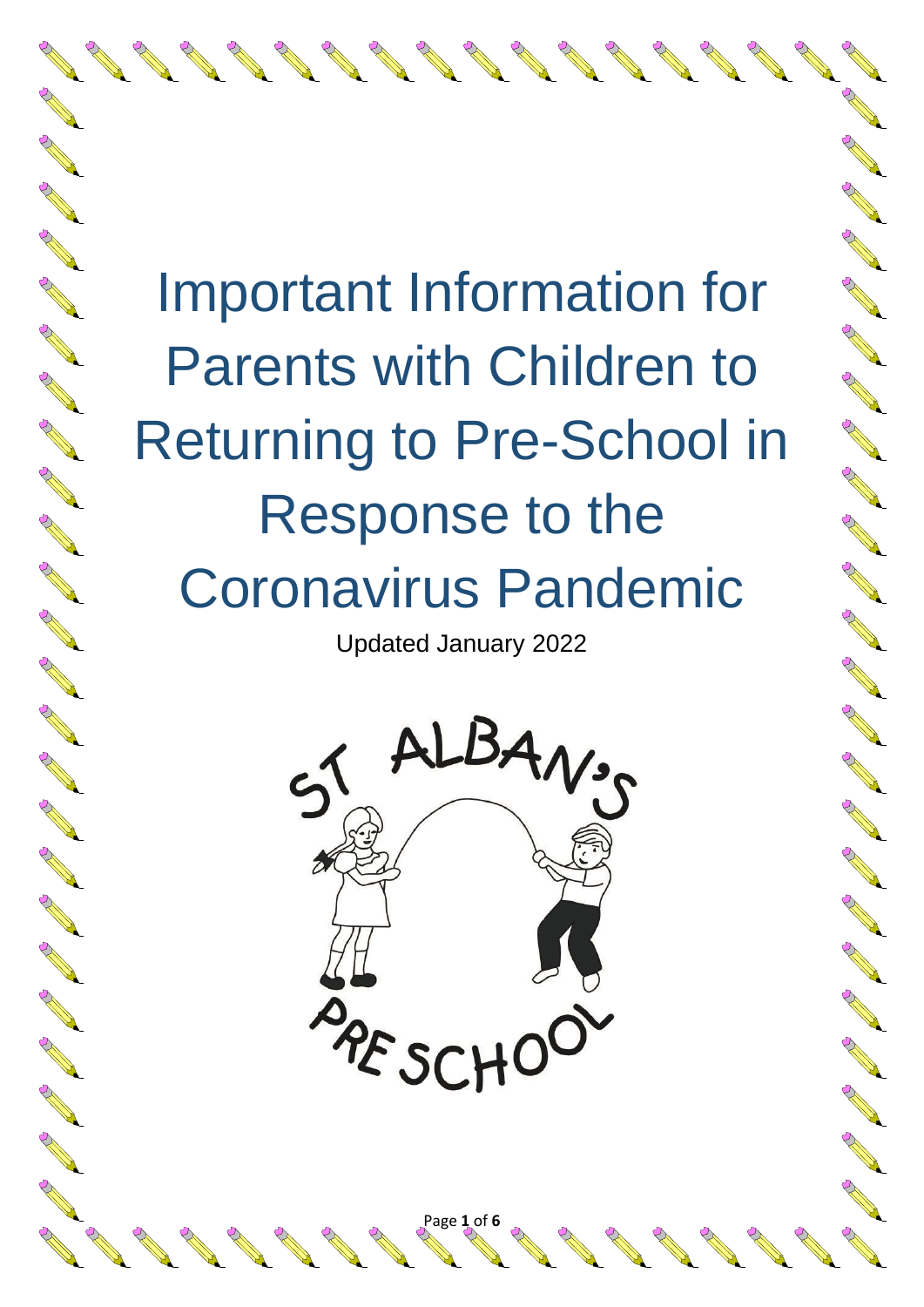# Important Information for Parents with Children to Returning to Pre-School in Response to the Coronavirus Pandemic

Updated January 2022

ST ALBAN'S PRESCHOOL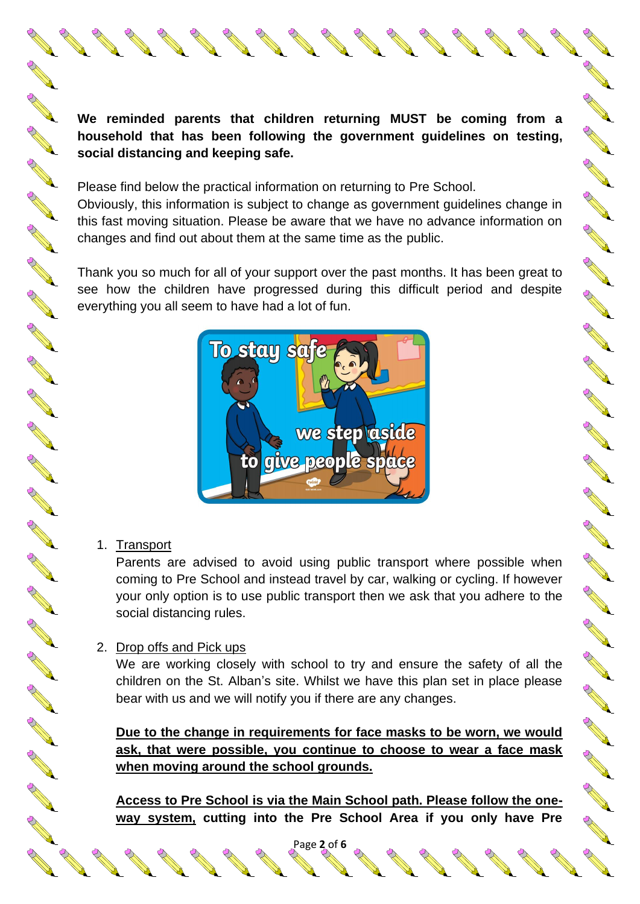**We reminded parents that children returning MUST be coming from a household that has been following the government guidelines on testing, social distancing and keeping safe.**

Please find below the practical information on returning to Pre School.
Obviously, this information is subject to change as government guidelines change in this fast moving situation. Please be aware that we have no advance information on changes and find out about them at the same time as the public.

Thank you so much for all of your support over the past months. It has been great to see how the children have progressed during this difficult period and despite everything you all seem to have had a lot of fun.

1. Transport
   Parents are advised to avoid using public transport where possible when coming to Pre School and instead travel by car, walking or cycling. If however your only option is to use public transport then we ask that you adhere to the social distancing rules.

2. Drop offs and Pick ups
   We are working closely with school to try and ensure the safety of all the children on the St. Alban's site. Whilst we have this plan set in place please bear with us and we will notify you if there are any changes.

   **Due to the change in requirements for face masks to be worn, we would ask, that were possible, you continue to choose to wear a face mask when moving around the school grounds.**

   **Access to Pre School is via the Main School path. Please follow the one-way system,** **cutting into the Pre School Area if you only have Pre**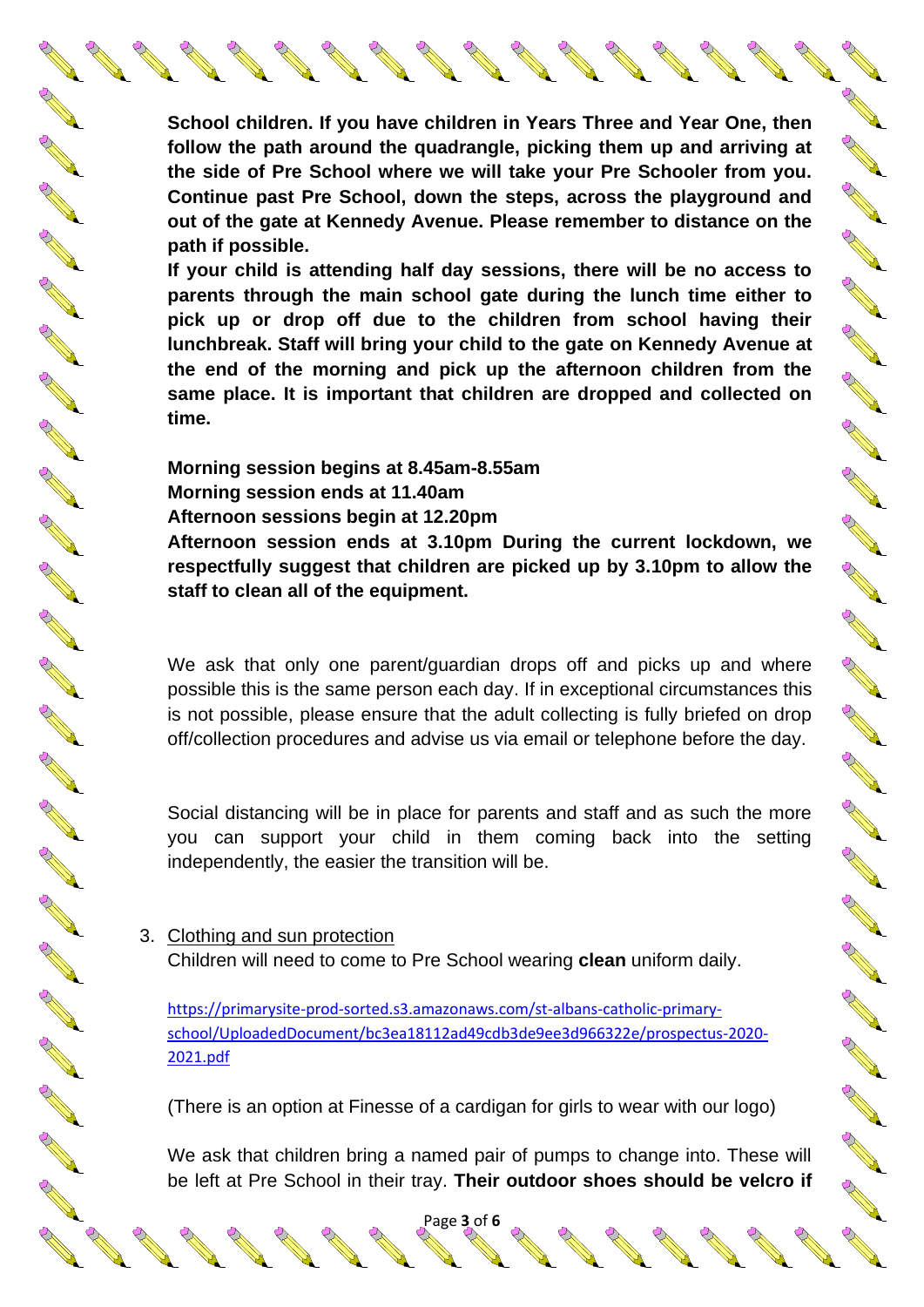**School children. If you have children in Years Three and Year One, then follow the path around the quadrangle, picking them up and arriving at the side of Pre School where we will take your Pre Schooler from you. Continue past Pre School, down the steps, across the playground and out of the gate at Kennedy Avenue. Please remember to distance on the path if possible.**

**If your child is attending half day sessions, there will be no access to parents through the main school gate during the lunch time either to pick up or drop off due to the children from school having their lunchbreak. Staff will bring your child to the gate on Kennedy Avenue at the end of the morning and pick up the afternoon children from the same place. It is important that children are dropped and collected on time.**

**Morning session begins at 8.45am-8.55am**
**Morning session ends at 11.40am**
**Afternoon sessions begin at 12.20pm**
**Afternoon session ends at 3.10pm During the current lockdown, we respectfully suggest that children are picked up by 3.10pm to allow the staff to clean all of the equipment.**

We ask that only one parent/guardian drops off and picks up and where possible this is the same person each day. If in exceptional circumstances this is not possible, please ensure that the adult collecting is fully briefed on drop off/collection procedures and advise us via email or telephone before the day.

Social distancing will be in place for parents and staff and as such the more you can support your child in them coming back into the setting independently, the easier the transition will be.

3. Clothing and sun protection
   Children will need to come to Pre School wearing **clean** uniform daily.

   https://primarysite-prod-sorted.s3.amazonaws.com/st-albans-catholic-primary-school/UploadedDocument/bc3ea18112ad49cdb3de9ee3d966322e/prospectus-2020-2021.pdf

   (There is an option at Finesse of a cardigan for girls to wear with our logo)

   We ask that children bring a named pair of pumps to change into. These will be left at Pre School in their tray. **Their outdoor shoes should be velcro if**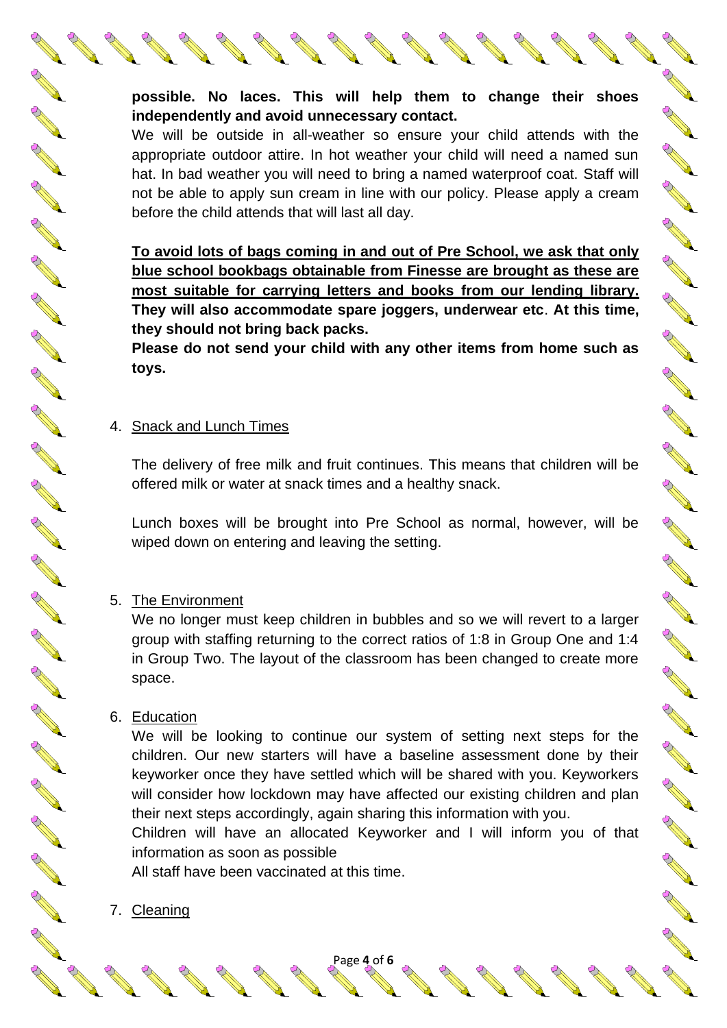**possible. No laces. This will help them to change their shoes independently and avoid unnecessary contact.**

We will be outside in all-weather so ensure your child attends with the appropriate outdoor attire. In hot weather your child will need a named sun hat. In bad weather you will need to bring a named waterproof coat. Staff will not be able to apply sun cream in line with our policy. Please apply a cream before the child attends that will last all day.

**To avoid lots of bags coming in and out of Pre School, we ask that only blue school bookbags obtainable from Finesse are brought as these are most suitable for carrying letters and books from our lending library. They will also accommodate spare joggers, underwear etc. At this time, they should not bring back packs.**

**Please do not send your child with any other items from home such as toys.**

4. Snack and Lunch Times

   The delivery of free milk and fruit continues. This means that children will be offered milk or water at snack times and a healthy snack.

   Lunch boxes will be brought into Pre School as normal, however, will be wiped down on entering and leaving the setting.

5. The Environment

   We no longer must keep children in bubbles and so we will revert to a larger group with staffing returning to the correct ratios of 1:8 in Group One and 1:4 in Group Two. The layout of the classroom has been changed to create more space.

6. Education

   We will be looking to continue our system of setting next steps for the children. Our new starters will have a baseline assessment done by their keyworker once they have settled which will be shared with you. Keyworkers will consider how lockdown may have affected our existing children and plan their next steps accordingly, again sharing this information with you.

   Children will have an allocated Keyworker and I will inform you of that information as soon as possible

   All staff have been vaccinated at this time.

7. Cleaning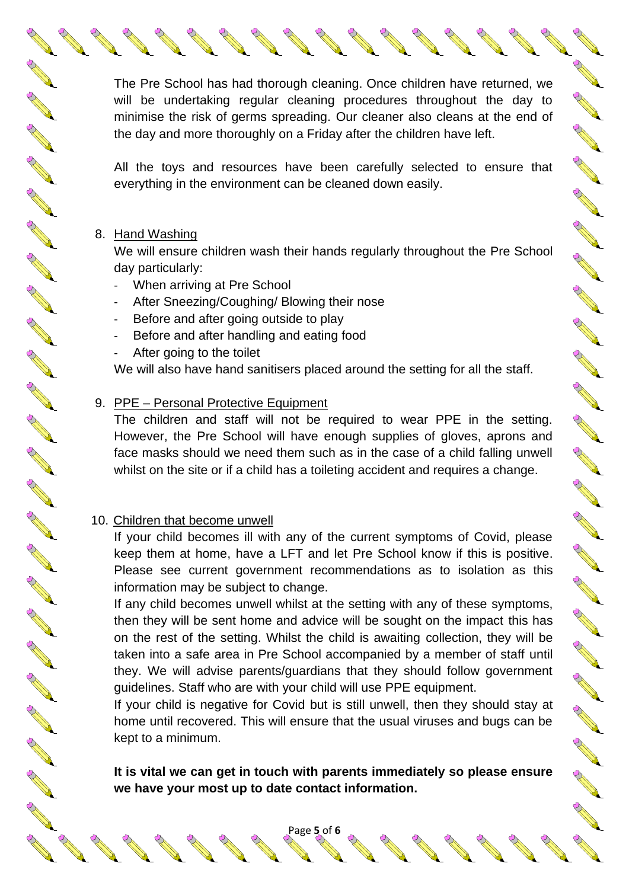The Pre School has had thorough cleaning. Once children have returned, we will be undertaking regular cleaning procedures throughout the day to minimise the risk of germs spreading. Our cleaner also cleans at the end of the day and more thoroughly on a Friday after the children have left.

All the toys and resources have been carefully selected to ensure that everything in the environment can be cleaned down easily.

8. Hand Washing

   We will ensure children wash their hands regularly throughout the Pre School day particularly:
   - When arriving at Pre School
   - After Sneezing/Coughing/ Blowing their nose
   - Before and after going outside to play
   - Before and after handling and eating food
   - After going to the toilet

   We will also have hand sanitisers placed around the setting for all the staff.

9. PPE – Personal Protective Equipment

   The children and staff will not be required to wear PPE in the setting. However, the Pre School will have enough supplies of gloves, aprons and face masks should we need them such as in the case of a child falling unwell whilst on the site or if a child has a toileting accident and requires a change.

10. Children that become unwell

    If your child becomes ill with any of the current symptoms of Covid, please keep them at home, have a LFT and let Pre School know if this is positive. Please see current government recommendations as to isolation as this information may be subject to change.

    If any child becomes unwell whilst at the setting with any of these symptoms, then they will be sent home and advice will be sought on the impact this has on the rest of the setting. Whilst the child is awaiting collection, they will be taken into a safe area in Pre School accompanied by a member of staff until they. We will advise parents/guardians that they should follow government guidelines. Staff who are with your child will use PPE equipment.

    If your child is negative for Covid but is still unwell, then they should stay at home until recovered. This will ensure that the usual viruses and bugs can be kept to a minimum.

    **It is vital we can get in touch with parents immediately so please ensure we have your most up to date contact information.**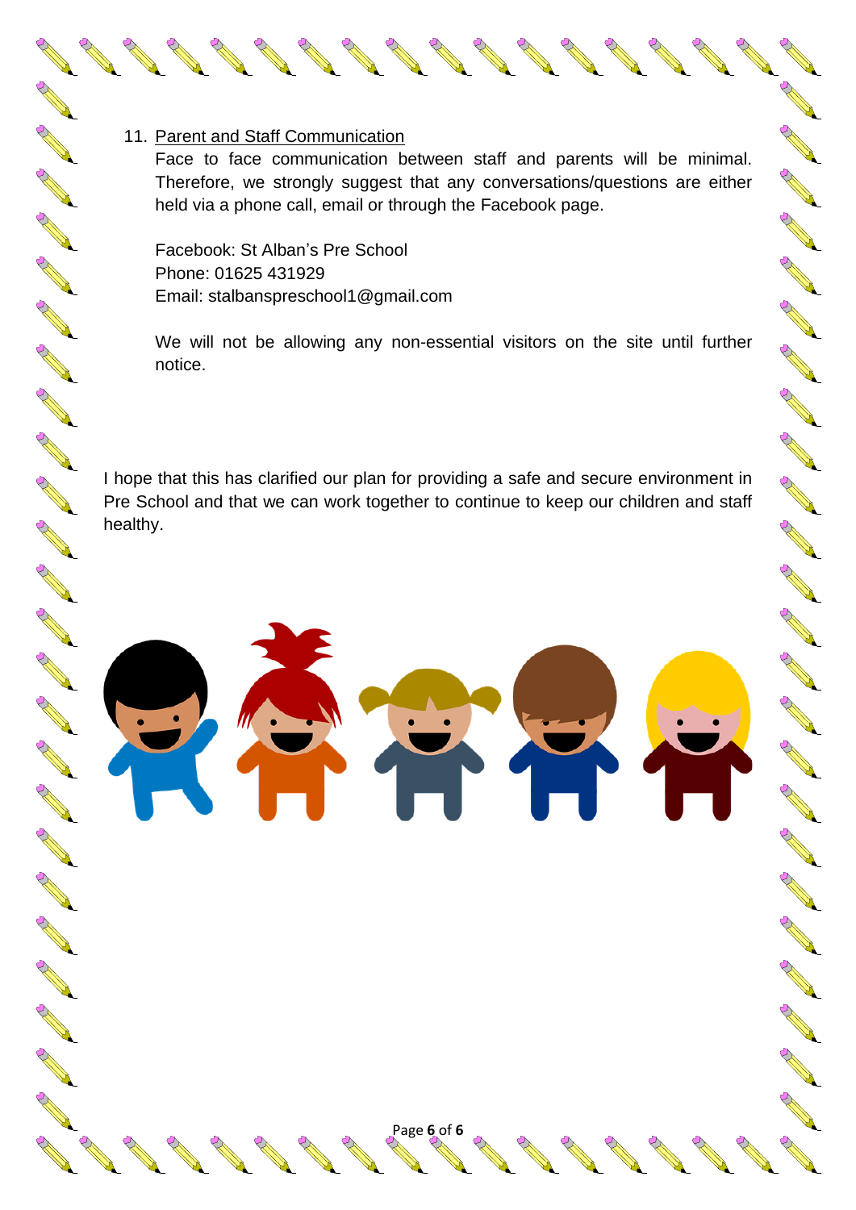11. <u>Parent and Staff Communication</u>

    Face to face communication between staff and parents will be minimal. Therefore, we strongly suggest that any conversations/questions are either held via a phone call, email or through the Facebook page.

    Facebook: St Alban's Pre School
    Phone: 01625 431929
    Email: stalbanspreschool1@gmail.com

    We will not be allowing any non-essential visitors on the site until further notice.

I hope that this has clarified our plan for providing a safe and secure environment in Pre School and that we can work together to continue to keep our children and staff healthy.